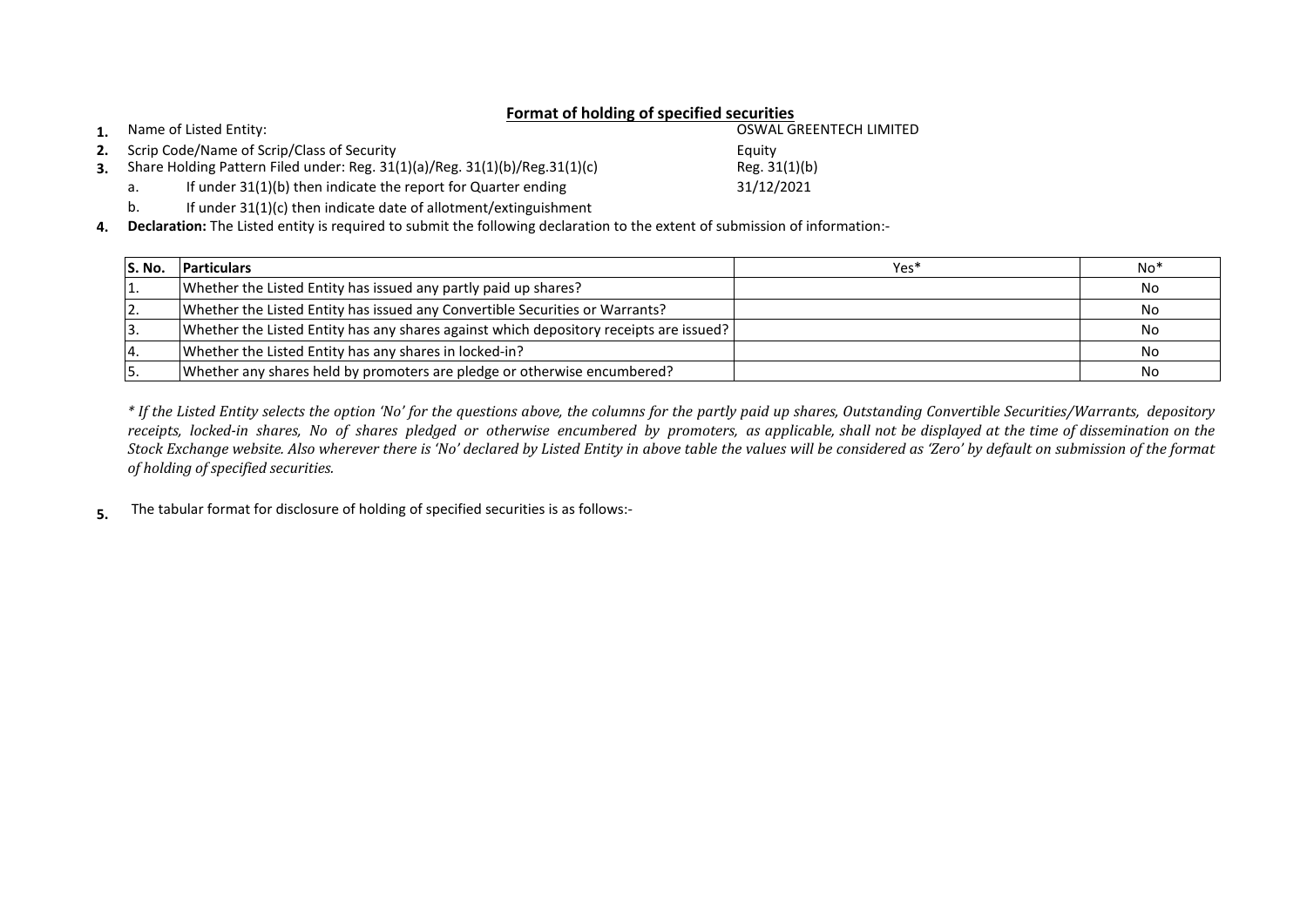## Format of holding of specified securities

1. Name of Listed Entity: OSWAL GREENTECH LIMITED
2. Scrip Code/Name of Scrip/Class of Security: Equity
3. Share Holding Pattern Filed under: Reg. 31(1)(a)/Reg. 31(1)(b)/Reg.31(1)(c): Reg. 31(1)(b)
   a. If under 31(1)(b) then indicate the report for Quarter ending: 31/12/2021
   b. If under 31(1)(c) then indicate date of allotment/extinguishment
4. **Declaration:** The Listed entity is required to submit the following declaration to the extent of submission of information:-

| S. No. | Particulars | Yes* | No* |
|---|---|---|---|
| 1. | Whether the Listed Entity has issued any partly paid up shares? | | No |
| 2. | Whether the Listed Entity has issued any Convertible Securities or Warrants? | | No |
| 3. | Whether the Listed Entity has any shares against which depository receipts are issued? | | No |
| 4. | Whether the Listed Entity has any shares in locked-in? | | No |
| 5. | Whether any shares held by promoters are pledge or otherwise encumbered? | | No |

*\* If the Listed Entity selects the option 'No' for the questions above, the columns for the partly paid up shares, Outstanding Convertible Securities/Warrants, depository receipts, locked-in shares, No of shares pledged or otherwise encumbered by promoters, as applicable, shall not be displayed at the time of dissemination on the Stock Exchange website. Also wherever there is 'No' declared by Listed Entity in above table the values will be considered as 'Zero' by default on submission of the format of holding of specified securities.*

5. The tabular format for disclosure of holding of specified securities is as follows:-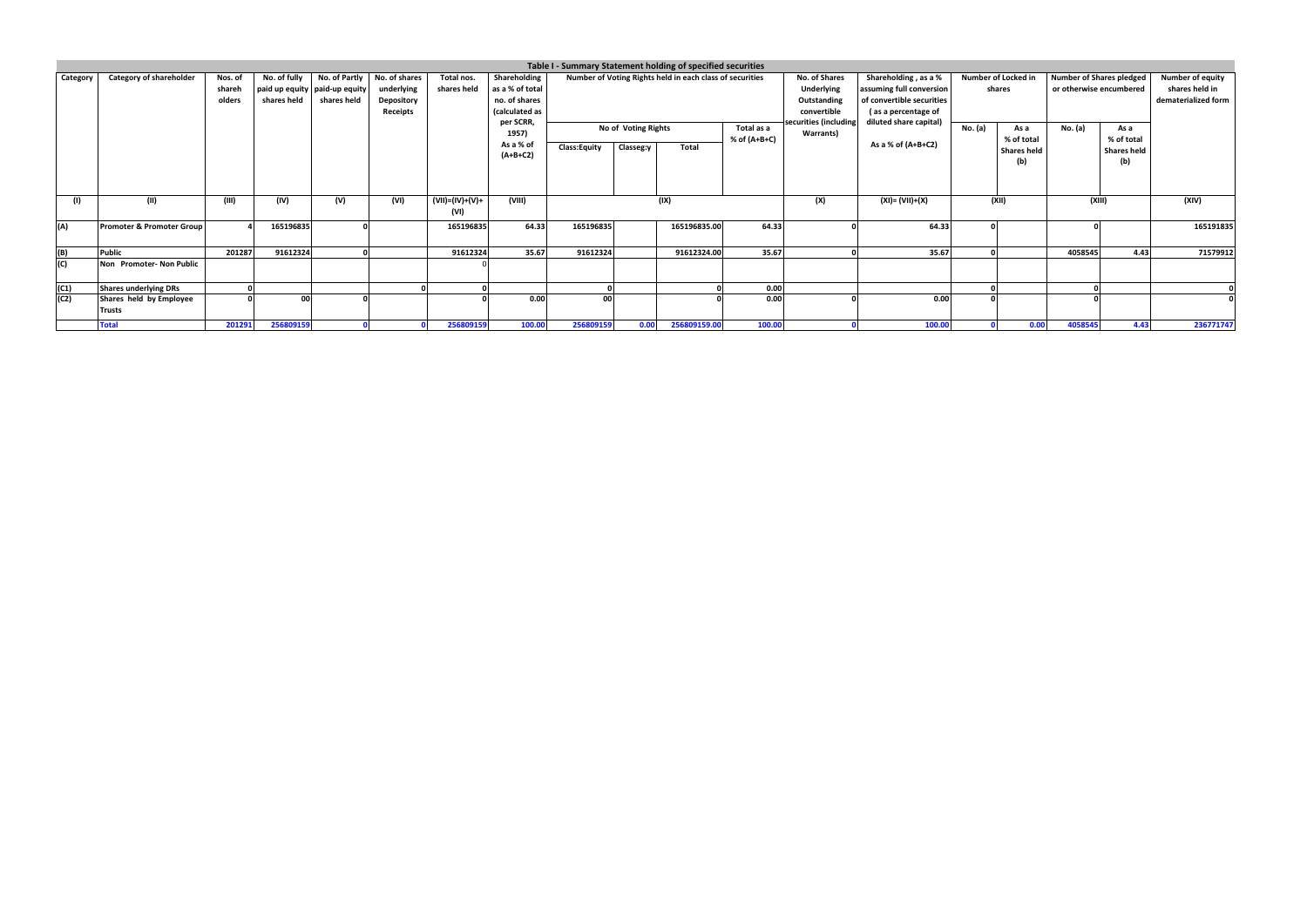**Table I - Summary Statement holding of specified securities**

| Category | Category of shareholder | Nos. of shareholders | No. of fully paid up equity shares held | No. of Partly paid-up equity shares held | No. of shares underlying Depository Receipts | Total nos. shares held | Shareholding as a % of total no. of shares (calculated as per SCRR, 1957) As a % of (A+B+C2) | Number of Voting Rights held in each class of securities | | | | No. of Shares Underlying Outstanding convertible securities (including Warrants) | Shareholding , as a % assuming full conversion of convertible securities ( as a percentage of diluted share capital) As a % of (A+B+C2) | Number of Locked in shares | | Number of Shares pledged or otherwise encumbered | | Number of equity shares held in dematerialized form |
|---|---|---|---|---|---|---|---|---|---|---|---|---|---|---|---|---|---|---|
| | | | | | | | | No of Voting Rights | | | Total as a % of (A+B+C) | | | No. (a) | As a % of total Shares held (b) | No. (a) | As a % of total Shares held (b) | |
| | | | | | | | | Class:Equity | Classeg:y | Total | | | | | | | | |
| (I) | (II) | (III) | (IV) | (V) | (VI) | (VII)=(IV)+(V)+ (VI) | (VIII) | (IX) | | | | (X) | (XI)= (VII)+(X) | (XII) | | (XIII) | | (XIV) |
| (A) | Promoter & Promoter Group | 4 | 165196835 | 0 | | 165196835 | 64.33 | 165196835 | | 165196835.00 | 64.33 | 0 | 64.33 | 0 | | 0 | | 165191835 |
| (B) | Public | 201287 | 91612324 | 0 | | 91612324 | 35.67 | 91612324 | | 91612324.00 | 35.67 | 0 | 35.67 | 0 | | 4058545 | 4.43 | 71579912 |
| (C) | Non Promoter- Non Public | | | | | 0 | | | | | | | | | | | | |
| (C1) | Shares underlying DRs | 0 | | | 0 | 0 | | 0 | | 0 | 0.00 | | | 0 | | 0 | | 0 |
| (C2) | Shares held by Employee Trusts | 0 | 00 | 0 | | 0 | 0.00 | 00 | | 0 | 0.00 | 0 | 0.00 | 0 | | 0 | | 0 |
| | Total | 201291 | 256809159 | 0 | 0 | 256809159 | 100.00 | 256809159 | 0.00 | 256809159.00 | 100.00 | 0 | 100.00 | 0 | 0.00 | 4058545 | 4.43 | 236771747 |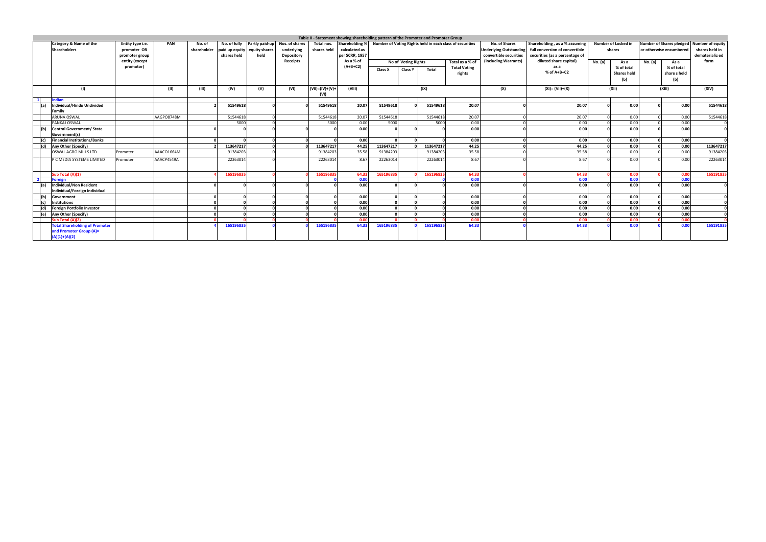## Table II - Statement showing shareholding pattern of the Promoter and Promoter Group

| | Category & Name of the Shareholders | Entity type i.e. promoter OR promoter group entity (except promotor) | PAN | No. of shareholder | No. of fully paid up equity shares held | Partly paid-up equity shares held | Nos. of shares underlying Depository Receipts | Total nos. shares held | Shareholding % calculated as per SCRR, 1957 As a % of (A+B+C2) | Number of Voting Rights held in each class of securities | | | | No. of Shares Underlying Outstanding convertible securities (including Warrants) | Shareholding , as a % assuming full conversion of convertible securities (as a percentage of diluted share capital) as a % of A+B+C2 | Number of Locked in shares | | Number of Shares pledged or otherwise encumbered | | Number of equity shares held in dematerializ ed form |
|---|---|---|---|---|---|---|---|---|---|---|---|---|---|---|---|---|---|---|---|---|
| | | | | | | | | | | No of Voting Rights | | | Total as a % of Total Voting rights | | | No. (a) | As a % of total Shares held (b) | No. (a) | As a % of total share s held (b) | |
| | | | | | | | | | | Class X | Class Y | Total | | | | | | | | |
| | (I) | | (II) | (III) | (IV) | (V) | (VI) | (VII)=(IV)+(V)+(VI) | (VIII) | (IX) | | | | (X) | (XI)= (VII)+(X) | (XII) | | (XIII) | | (XIV) |
| 1 | Indian | | | | | | | | | | | | | | | | | | | |
| (a) | Individual/Hindu Undivided Family | | | 2 | 51549618 | 0 | 0 | 51549618 | 20.07 | 51549618 | 0 | 51549618 | 20.07 | 0 | 20.07 | 0 | 0.00 | 0 | 0.00 | 51544618 |
| | ARUNA OSWAL | | AAGPO8748M | | 51544618 | 0 | | 51544618 | 20.07 | 51544618 | | 51544618 | 20.07 | 0 | 20.07 | 0 | 0.00 | 0 | 0.00 | 51544618 |
| | PANKAJ OSWAL | | | | 5000 | 0 | | 5000 | 0.00 | 5000 | | 5000 | 0.00 | 0 | 0.00 | 0 | 0.00 | 0 | 0.00 | 0 |
| (b) | Central Government/ State Government(s) | | | 0 | 0 | 0 | 0 | 0 | 0.00 | 0 | 0 | 0 | 0.00 | 0 | 0.00 | 0 | 0.00 | 0 | 0.00 | 0 |
| (c) | Financial Institutions/Banks | | | 0 | 0 | 0 | 0 | 0 | 0.00 | 0 | 0 | 0 | 0.00 | 0 | 0.00 | 0 | 0.00 | 0 | 0.00 | 0 |
| (d) | Any Other (Specify) | | | 2 | 113647217 | 0 | 0 | 113647217 | 44.25 | 113647217 | 0 | 113647217 | 44.25 | 0 | 44.25 | 0 | 0.00 | 0 | 0.00 | 113647217 |
| | OSWAL AGRO MILLS LTD | Promoter | AAACO1664M | | 91384203 | 0 | | 91384203 | 35.58 | 91384203 | | 91384203 | 35.58 | 0 | 35.58 | 0 | 0.00 | 0 | 0.00 | 91384203 |
| | P C MEDIA SYSTEMS LIMITED | Promoter | AAACP4549A | | 22263014 | 0 | | 22263014 | 8.67 | 22263014 | | 22263014 | 8.67 | 0 | 8.67 | 0 | 0.00 | 0 | 0.00 | 22263014 |
| | Sub Total (A)(1) | | | 4 | 165196835 | 0 | 0 | 165196835 | 64.33 | 165196835 | 0 | 165196835 | 64.33 | 0 | 64.33 | 0 | 0.00 | 0 | 0.00 | 165191835 |
| 2 | Foreign | | | | | | | 0 | 0.00 | | | 0 | 0.00 | | 0.00 | | 0.00 | | 0.00 | |
| (a) | Individual/Non Resident Individual/Foreign Individual | | | 0 | 0 | 0 | 0 | 0 | 0.00 | 0 | 0 | 0 | 0.00 | 0 | 0.00 | 0 | 0.00 | 0 | 0.00 | 0 |
| (b) | Government | | | 0 | 0 | 0 | 0 | 0 | 0.00 | 0 | 0 | 0 | 0.00 | 0 | 0.00 | 0 | 0.00 | 0 | 0.00 | 0 |
| (c) | Institutions | | | 0 | 0 | 0 | 0 | 0 | 0.00 | 0 | 0 | 0 | 0.00 | 0 | 0.00 | 0 | 0.00 | 0 | 0.00 | 0 |
| (d) | Foreign Portfolio Investor | | | 0 | 0 | 0 | 0 | 0 | 0.00 | 0 | 0 | 0 | 0.00 | 0 | 0.00 | 0 | 0.00 | 0 | 0.00 | 0 |
| (e) | Any Other (Specify) | | | 0 | 0 | 0 | 0 | 0 | 0.00 | 0 | 0 | 0 | 0.00 | 0 | 0.00 | 0 | 0.00 | 0 | 0.00 | 0 |
| | Sub Total (A)(2) | | | 0 | 0 | 0 | 0 | 0 | 0.00 | 0 | 0 | 0 | 0.00 | 0 | 0.00 | 0 | 0.00 | 0 | 0.00 | 0 |
| | Total Shareholding of Promoter and Promoter Group (A)= (A)(1)+(A)(2) | | | 4 | 165196835 | 0 | 0 | 165196835 | 64.33 | 165196835 | 0 | 165196835 | 64.33 | 0 | 64.33 | 0 | 0.00 | 0 | 0.00 | 165191835 |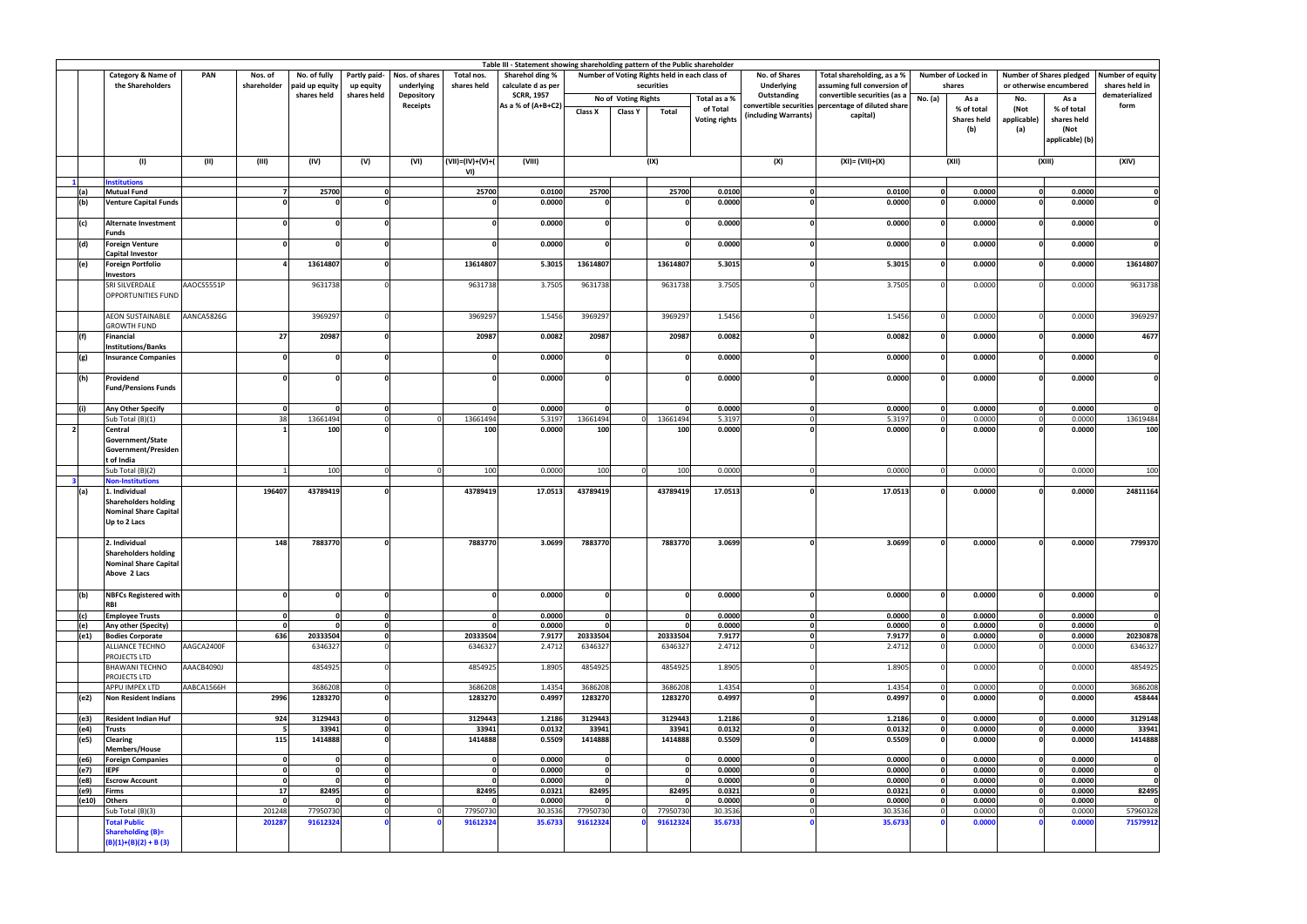Table III - Statement showing shareholding pattern of the Public shareholder

| | Category & Name of the Shareholders | PAN | Nos. of shareholder | No. of fully paid up equity shares held | Partly paid-up equity shares held | Nos. of shares underlying Depository Receipts | Total nos. shares held | Sharehol ding % calculate d as per SCRR, 1957 As a % of (A+B+C2) | Number of Voting Rights held in each class of securities | | | | No. of Shares Underlying Outstanding convertible securities (including Warrants) | Total shareholding, as a % assuming full conversion of convertible securities (as a percentage of diluted share capital) | Number of Locked in shares | | Number of Shares pledged or otherwise encumbered | | Number of equity shares held in dematerialized form |
|---|---|---|---|---|---|---|---|---|---|---|---|---|---|---|---|---|---|---|---|
| | | | | | | | | | No of Voting Rights | | | Total as a % of Total Voting rights | | | No. (a) | As a % of total Shares held (b) | No. (Not applicable) (a) | As a % of total shares held (Not applicable) (b) | |
| | | | | | | | | | Class X | Class Y | Total | | | | | | | | |
| | (I) | (II) | (III) | (IV) | (V) | (VI) | (VII)=(IV)+(V)+(VI) | (VIII) | (IX) | | | | (X) | (XI)= (VII)+(X) | (XII) | | (XIII) | | (XIV) |
| 1 | **Institutions** | | | | | | | | | | | | | | | | | | |
| (a) | **Mutual Fund** | | 7 | 25700 | 0 | | 25700 | 0.0100 | 25700 | | 25700 | 0.0100 | 0 | 0.0100 | 0 | 0.0000 | 0 | 0.0000 | 0 |
| (b) | **Venture Capital Funds** | | 0 | 0 | 0 | | 0 | 0.0000 | 0 | | 0 | 0.0000 | 0 | 0.0000 | 0 | 0.0000 | 0 | 0.0000 | 0 |
| (c) | **Alternate Investment Funds** | | 0 | 0 | 0 | | 0 | 0.0000 | 0 | | 0 | 0.0000 | 0 | 0.0000 | 0 | 0.0000 | 0 | 0.0000 | 0 |
| (d) | **Foreign Venture Capital Investor** | | 0 | 0 | 0 | | 0 | 0.0000 | 0 | | 0 | 0.0000 | 0 | 0.0000 | 0 | 0.0000 | 0 | 0.0000 | 0 |
| (e) | **Foreign Portfolio Investors** | | 4 | 13614807 | 0 | | 13614807 | 5.3015 | 13614807 | | 13614807 | 5.3015 | 0 | 5.3015 | 0 | 0.0000 | 0 | 0.0000 | 13614807 |
| | SRI SILVERDALE OPPORTUNITIES FUND | AAOCS5551P | | 9631738 | 0 | | 9631738 | 3.7505 | 9631738 | | 9631738 | 3.7505 | 0 | 3.7505 | 0 | 0.0000 | 0 | 0.0000 | 9631738 |
| | AEON SUSTAINABLE GROWTH FUND | AANCA5826G | | 3969297 | 0 | | 3969297 | 1.5456 | 3969297 | | 3969297 | 1.5456 | 0 | 1.5456 | 0 | 0.0000 | 0 | 0.0000 | 3969297 |
| (f) | **Financial Institutions/Banks** | | 27 | 20987 | 0 | | 20987 | 0.0082 | 20987 | | 20987 | 0.0082 | 0 | 0.0082 | 0 | 0.0000 | 0 | 0.0000 | 4677 |
| (g) | **Insurance Companies** | | 0 | 0 | 0 | | 0 | 0.0000 | 0 | | 0 | 0.0000 | 0 | 0.0000 | 0 | 0.0000 | 0 | 0.0000 | 0 |
| (h) | **Providend /Fund/Pensions Funds** | | 0 | 0 | 0 | | 0 | 0.0000 | 0 | | 0 | 0.0000 | 0 | 0.0000 | 0 | 0.0000 | 0 | 0.0000 | 0 |
| (i) | **Any Other Specify** | | 0 | 0 | 0 | | 0 | 0.0000 | 0 | | 0 | 0.0000 | 0 | 0.0000 | 0 | 0.0000 | 0 | 0.0000 | 0 |
| | Sub Total (B)(1) | | 38 | 13661494 | 0 | 0 | 13661494 | 5.3197 | 13661494 | 0 | 13661494 | 5.3197 | 0 | 5.3197 | 0 | 0.0000 | 0 | 0.0000 | 13619484 |
| 2 | **Central Government/State Government/President of India** | | 1 | 100 | 0 | | 100 | 0.0000 | 100 | | 100 | 0.0000 | 0 | 0.0000 | 0 | 0.0000 | 0 | 0.0000 | 100 |
| | Sub Total (B)(2) | | 1 | 100 | 0 | 0 | 100 | 0.0000 | 100 | 0 | 100 | 0.0000 | 0 | 0.0000 | 0 | 0.0000 | 0 | 0.0000 | 100 |
| 3 | **Non-Institutions** | | | | | | | | | | | | | | | | | | |
| (a) | **1. Individual Shareholders holding Nominal Share Capital Up to 2 Lacs** | | 196407 | 43789419 | 0 | | 43789419 | 17.0513 | 43789419 | | 43789419 | 17.0513 | 0 | 17.0513 | 0 | 0.0000 | 0 | 0.0000 | 24811164 |
| | **2. Individual Shareholders holding Nominal Share Capital Above 2 Lacs** | | 148 | 7883770 | 0 | | 7883770 | 3.0699 | 7883770 | | 7883770 | 3.0699 | 0 | 3.0699 | 0 | 0.0000 | 0 | 0.0000 | 7799370 |
| (b) | **NBFCs Registered with RBI** | | 0 | 0 | 0 | | 0 | 0.0000 | 0 | | 0 | 0.0000 | 0 | 0.0000 | 0 | 0.0000 | 0 | 0.0000 | 0 |
| (c) | **Employee Trusts** | | 0 | 0 | 0 | | 0 | 0.0000 | 0 | | 0 | 0.0000 | 0 | 0.0000 | 0 | 0.0000 | 0 | 0.0000 | 0 |
| (e) | **Any other (Specity)** | | 0 | 0 | 0 | | 0 | 0.0000 | 0 | | 0 | 0.0000 | 0 | 0.0000 | 0 | 0.0000 | 0 | 0.0000 | 0 |
| (e1) | **Bodies Corporate** | | 636 | 20333504 | 0 | | 20333504 | 7.9177 | 20333504 | | 20333504 | 7.9177 | 0 | 7.9177 | 0 | 0.0000 | 0 | 0.0000 | 20230878 |
| | ALLIANCE TECHNO PROJECTS LTD | AAGCA2400F | | 6346327 | 0 | | 6346327 | 2.4712 | 6346327 | | 6346327 | 2.4712 | 0 | 2.4712 | 0 | 0.0000 | 0 | 0.0000 | 6346327 |
| | BHAWANI TECHNO PROJECTS LTD | AAACB4090J | | 4854925 | 0 | | 4854925 | 1.8905 | 4854925 | | 4854925 | 1.8905 | 0 | 1.8905 | 0 | 0.0000 | 0 | 0.0000 | 4854925 |
| | APPU IMPEX LTD | AABCA1566H | | 3686208 | 0 | | 3686208 | 1.4354 | 3686208 | | 3686208 | 1.4354 | 0 | 1.4354 | 0 | 0.0000 | 0 | 0.0000 | 3686208 |
| (e2) | **Non Resident Indians** | | 2996 | 1283270 | 0 | | 1283270 | 0.4997 | 1283270 | | 1283270 | 0.4997 | 0 | 0.4997 | 0 | 0.0000 | 0 | 0.0000 | 458444 |
| (e3) | **Resident Indian Huf** | | 924 | 3129443 | 0 | | 3129443 | 1.2186 | 3129443 | | 3129443 | 1.2186 | 0 | 1.2186 | 0 | 0.0000 | 0 | 0.0000 | 3129148 |
| (e4) | **Trusts** | | 5 | 33941 | 0 | | 33941 | 0.0132 | 33941 | | 33941 | 0.0132 | 0 | 0.0132 | 0 | 0.0000 | 0 | 0.0000 | 33941 |
| (e5) | **Clearing Members/House** | | 115 | 1414888 | 0 | | 1414888 | 0.5509 | 1414888 | | 1414888 | 0.5509 | 0 | 0.5509 | 0 | 0.0000 | 0 | 0.0000 | 1414888 |
| (e6) | **Foreign Companies** | | 0 | 0 | 0 | | 0 | 0.0000 | 0 | | 0 | 0.0000 | 0 | 0.0000 | 0 | 0.0000 | 0 | 0.0000 | 0 |
| (e7) | **IEPF** | | 0 | 0 | 0 | | 0 | 0.0000 | 0 | | 0 | 0.0000 | 0 | 0.0000 | 0 | 0.0000 | 0 | 0.0000 | 0 |
| (e8) | **Escrow Account** | | 0 | 0 | 0 | | 0 | 0.0000 | 0 | | 0 | 0.0000 | 0 | 0.0000 | 0 | 0.0000 | 0 | 0.0000 | 0 |
| (e9) | **Firms** | | 17 | 82495 | 0 | | 82495 | 0.0321 | 82495 | | 82495 | 0.0321 | 0 | 0.0321 | 0 | 0.0000 | 0 | 0.0000 | 82495 |
| (e10) | **Others** | | 0 | 0 | 0 | | 0 | 0.0000 | 0 | | 0 | 0.0000 | 0 | 0.0000 | 0 | 0.0000 | 0 | 0.0000 | 0 |
| | Sub Total (B)(3) | | 201248 | 77950730 | 0 | 0 | 77950730 | 30.3536 | 77950730 | 0 | 77950730 | 30.3536 | 0 | 30.3536 | 0 | 0.0000 | 0 | 0.0000 | 57960328 |
| | **Total Public Shareholding (B)= (B)(1)+(B)(2) + B (3)** | | 201287 | 91612324 | 0 | 0 | 91612324 | 35.6733 | 91612324 | 0 | 91612324 | 35.6733 | 0 | 35.6733 | 0 | 0.0000 | 0 | 0.0000 | 71579912 |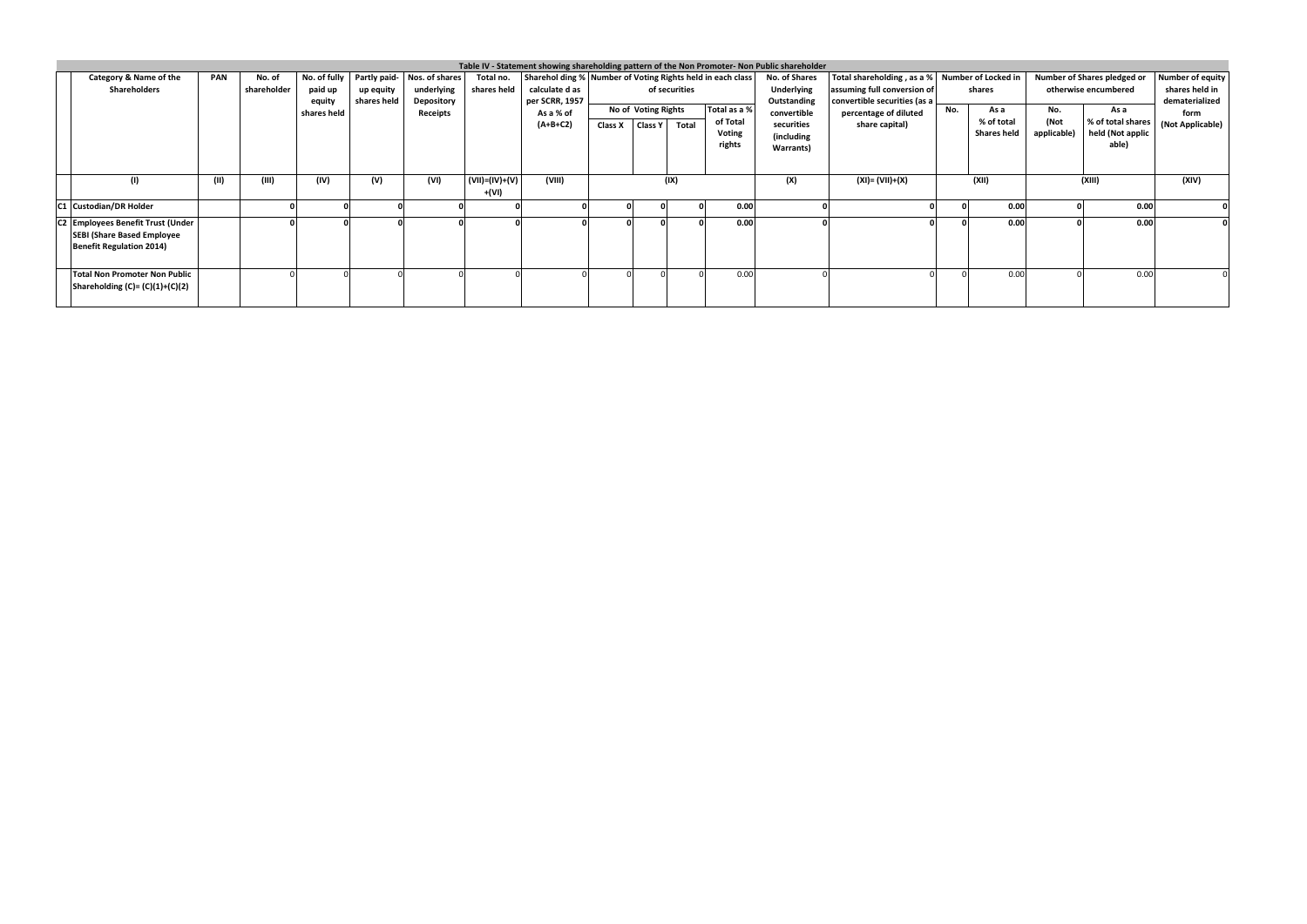# Table IV - Statement showing shareholding pattern of the Non Promoter- Non Public shareholder

| | Category & Name of the Shareholders | PAN | No. of shareholder | No. of fully paid up equity shares held | Partly paid-up equity shares held | Nos. of shares underlying Depository Receipts | Total no. shares held | Sharehol ding % calculate d as per SCRR, 1957 As a % of (A+B+C2) | Number of Voting Rights held in each class of securities | | | | No. of Shares Underlying Outstanding convertible securities (including Warrants) | Total shareholding , as a % assuming full conversion of convertible securities (as a percentage of diluted share capital) | Number of Locked in shares | | Number of Shares pledged or otherwise encumbered | | Number of equity shares held in dematerialized form (Not Applicable) |
|---|---|---|---|---|---|---|---|---|---|---|---|---|---|---|---|---|---|---|---|
| | | | | | | | | | No of Voting Rights | | | Total as a % of Total Voting rights | | | No. | As a % of total Shares held | No. (Not applicable) | As a % of total shares held (Not applic able) | |
| | | | | | | | | | Class X | Class Y | Total | | | | | | | | |
| | (I) | (II) | (III) | (IV) | (V) | (VI) | (VII)=(IV)+(V)+(VI) | (VIII) | (IX) | | | | (X) | (XI)= (VII)+(X) | (XII) | | (XIII) | | (XIV) |
| C1 | Custodian/DR Holder | | 0 | 0 | 0 | 0 | 0 | 0 | 0 | 0 | 0 | 0.00 | 0 | 0 | 0 | 0.00 | 0 | 0.00 | 0 |
| C2 | Employees Benefit Trust (Under SEBI (Share Based Employee Benefit Regulation 2014) | | 0 | 0 | 0 | 0 | 0 | 0 | 0 | 0 | 0 | 0.00 | 0 | 0 | 0 | 0.00 | 0 | 0.00 | 0 |
| | Total Non Promoter Non Public Shareholding (C)= (C)(1)+(C)(2) | | 0 | 0 | 0 | 0 | 0 | 0 | 0 | 0 | 0 | 0.00 | 0 | 0 | 0 | 0.00 | 0 | 0.00 | 0 |